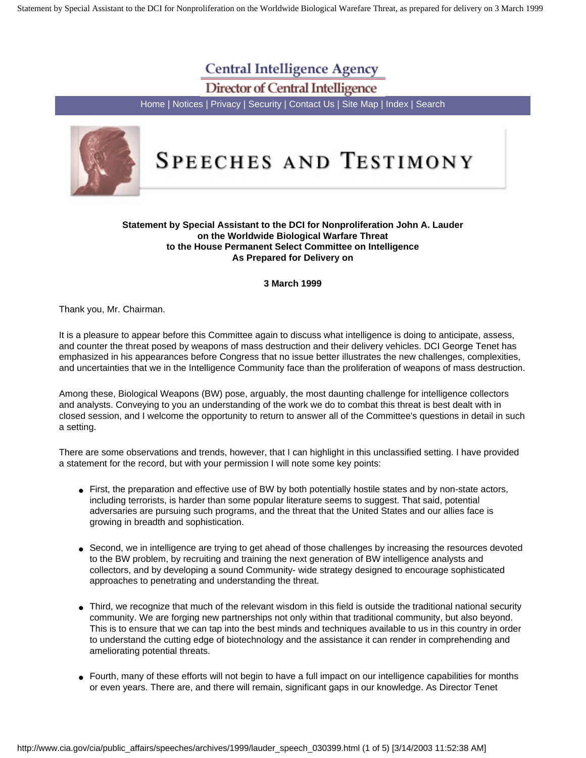Central Intelligence Agency

Director of Central Intelligence

Home | Notices | Privacy | Security | Contact Us | Site Map | Index | Search

# SPEECHES AND TESTIMONY

**Statement by Special Assistant to the DCI for Nonproliferation John A. Lauder on the Worldwide Biological Warfare Threat to the House Permanent Select Committee on Intelligence As Prepared for Delivery on**

**3 March 1999**

Thank you, Mr. Chairman.

It is a pleasure to appear before this Committee again to discuss what intelligence is doing to anticipate, assess, and counter the threat posed by weapons of mass destruction and their delivery vehicles. DCI George Tenet has emphasized in his appearances before Congress that no issue better illustrates the new challenges, complexities, and uncertainties that we in the Intelligence Community face than the proliferation of weapons of mass destruction.

Among these, Biological Weapons (BW) pose, arguably, the most daunting challenge for intelligence collectors and analysts. Conveying to you an understanding of the work we do to combat this threat is best dealt with in closed session, and I welcome the opportunity to return to answer all of the Committee's questions in detail in such a setting.

There are some observations and trends, however, that I can highlight in this unclassified setting. I have provided a statement for the record, but with your permission I will note some key points:

- First, the preparation and effective use of BW by both potentially hostile states and by non-state actors, including terrorists, is harder than some popular literature seems to suggest. That said, potential adversaries are pursuing such programs, and the threat that the United States and our allies face is growing in breadth and sophistication.
- Second, we in intelligence are trying to get ahead of those challenges by increasing the resources devoted to the BW problem, by recruiting and training the next generation of BW intelligence analysts and collectors, and by developing a sound Community- wide strategy designed to encourage sophisticated approaches to penetrating and understanding the threat.
- Third, we recognize that much of the relevant wisdom in this field is outside the traditional national security community. We are forging new partnerships not only within that traditional community, but also beyond. This is to ensure that we can tap into the best minds and techniques available to us in this country in order to understand the cutting edge of biotechnology and the assistance it can render in comprehending and ameliorating potential threats.
- Fourth, many of these efforts will not begin to have a full impact on our intelligence capabilities for months or even years. There are, and there will remain, significant gaps in our knowledge. As Director Tenet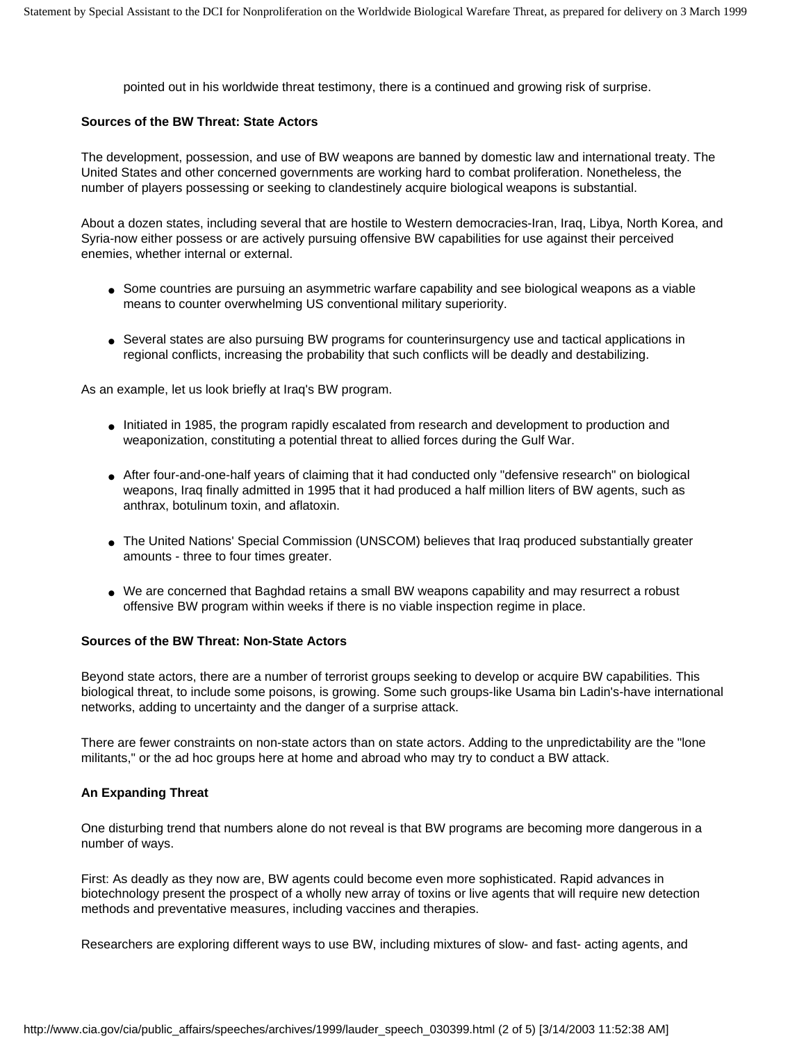pointed out in his worldwide threat testimony, there is a continued and growing risk of surprise.

**Sources of the BW Threat: State Actors**

The development, possession, and use of BW weapons are banned by domestic law and international treaty. The United States and other concerned governments are working hard to combat proliferation. Nonetheless, the number of players possessing or seeking to clandestinely acquire biological weapons is substantial.

About a dozen states, including several that are hostile to Western democracies-Iran, Iraq, Libya, North Korea, and Syria-now either possess or are actively pursuing offensive BW capabilities for use against their perceived enemies, whether internal or external.

- Some countries are pursuing an asymmetric warfare capability and see biological weapons as a viable means to counter overwhelming US conventional military superiority.
- Several states are also pursuing BW programs for counterinsurgency use and tactical applications in regional conflicts, increasing the probability that such conflicts will be deadly and destabilizing.

As an example, let us look briefly at Iraq's BW program.

- Initiated in 1985, the program rapidly escalated from research and development to production and weaponization, constituting a potential threat to allied forces during the Gulf War.
- After four-and-one-half years of claiming that it had conducted only "defensive research" on biological weapons, Iraq finally admitted in 1995 that it had produced a half million liters of BW agents, such as anthrax, botulinum toxin, and aflatoxin.
- The United Nations' Special Commission (UNSCOM) believes that Iraq produced substantially greater amounts - three to four times greater.
- We are concerned that Baghdad retains a small BW weapons capability and may resurrect a robust offensive BW program within weeks if there is no viable inspection regime in place.

**Sources of the BW Threat: Non-State Actors**

Beyond state actors, there are a number of terrorist groups seeking to develop or acquire BW capabilities. This biological threat, to include some poisons, is growing. Some such groups-like Usama bin Ladin's-have international networks, adding to uncertainty and the danger of a surprise attack.

There are fewer constraints on non-state actors than on state actors. Adding to the unpredictability are the "lone militants," or the ad hoc groups here at home and abroad who may try to conduct a BW attack.

**An Expanding Threat**

One disturbing trend that numbers alone do not reveal is that BW programs are becoming more dangerous in a number of ways.

First: As deadly as they now are, BW agents could become even more sophisticated. Rapid advances in biotechnology present the prospect of a wholly new array of toxins or live agents that will require new detection methods and preventative measures, including vaccines and therapies.

Researchers are exploring different ways to use BW, including mixtures of slow- and fast- acting agents, and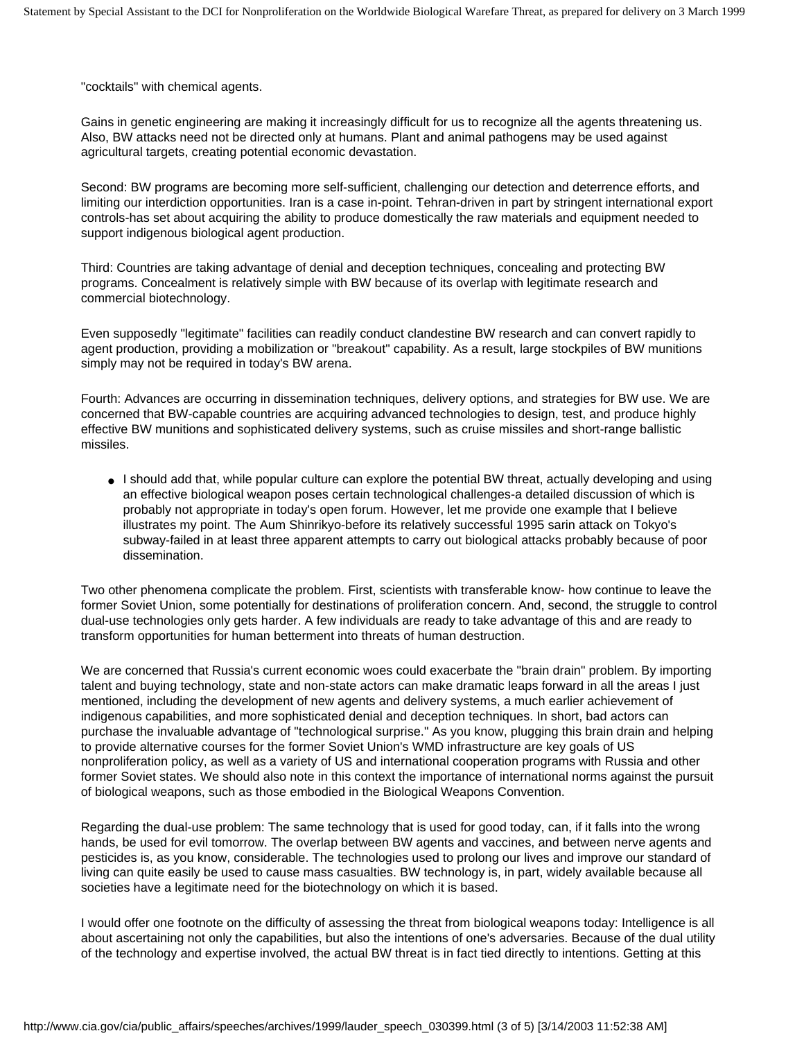"cocktails" with chemical agents.

Gains in genetic engineering are making it increasingly difficult for us to recognize all the agents threatening us. Also, BW attacks need not be directed only at humans. Plant and animal pathogens may be used against agricultural targets, creating potential economic devastation.

Second: BW programs are becoming more self-sufficient, challenging our detection and deterrence efforts, and limiting our interdiction opportunities. Iran is a case in-point. Tehran-driven in part by stringent international export controls-has set about acquiring the ability to produce domestically the raw materials and equipment needed to support indigenous biological agent production.

Third: Countries are taking advantage of denial and deception techniques, concealing and protecting BW programs. Concealment is relatively simple with BW because of its overlap with legitimate research and commercial biotechnology.

Even supposedly "legitimate" facilities can readily conduct clandestine BW research and can convert rapidly to agent production, providing a mobilization or "breakout" capability. As a result, large stockpiles of BW munitions simply may not be required in today's BW arena.

Fourth: Advances are occurring in dissemination techniques, delivery options, and strategies for BW use. We are concerned that BW-capable countries are acquiring advanced technologies to design, test, and produce highly effective BW munitions and sophisticated delivery systems, such as cruise missiles and short-range ballistic missiles.

- I should add that, while popular culture can explore the potential BW threat, actually developing and using an effective biological weapon poses certain technological challenges-a detailed discussion of which is probably not appropriate in today's open forum. However, let me provide one example that I believe illustrates my point. The Aum Shinrikyo-before its relatively successful 1995 sarin attack on Tokyo's subway-failed in at least three apparent attempts to carry out biological attacks probably because of poor dissemination.

Two other phenomena complicate the problem. First, scientists with transferable know- how continue to leave the former Soviet Union, some potentially for destinations of proliferation concern. And, second, the struggle to control dual-use technologies only gets harder. A few individuals are ready to take advantage of this and are ready to transform opportunities for human betterment into threats of human destruction.

We are concerned that Russia's current economic woes could exacerbate the "brain drain" problem. By importing talent and buying technology, state and non-state actors can make dramatic leaps forward in all the areas I just mentioned, including the development of new agents and delivery systems, a much earlier achievement of indigenous capabilities, and more sophisticated denial and deception techniques. In short, bad actors can purchase the invaluable advantage of "technological surprise." As you know, plugging this brain drain and helping to provide alternative courses for the former Soviet Union's WMD infrastructure are key goals of US nonproliferation policy, as well as a variety of US and international cooperation programs with Russia and other former Soviet states. We should also note in this context the importance of international norms against the pursuit of biological weapons, such as those embodied in the Biological Weapons Convention.

Regarding the dual-use problem: The same technology that is used for good today, can, if it falls into the wrong hands, be used for evil tomorrow. The overlap between BW agents and vaccines, and between nerve agents and pesticides is, as you know, considerable. The technologies used to prolong our lives and improve our standard of living can quite easily be used to cause mass casualties. BW technology is, in part, widely available because all societies have a legitimate need for the biotechnology on which it is based.

I would offer one footnote on the difficulty of assessing the threat from biological weapons today: Intelligence is all about ascertaining not only the capabilities, but also the intentions of one's adversaries. Because of the dual utility of the technology and expertise involved, the actual BW threat is in fact tied directly to intentions. Getting at this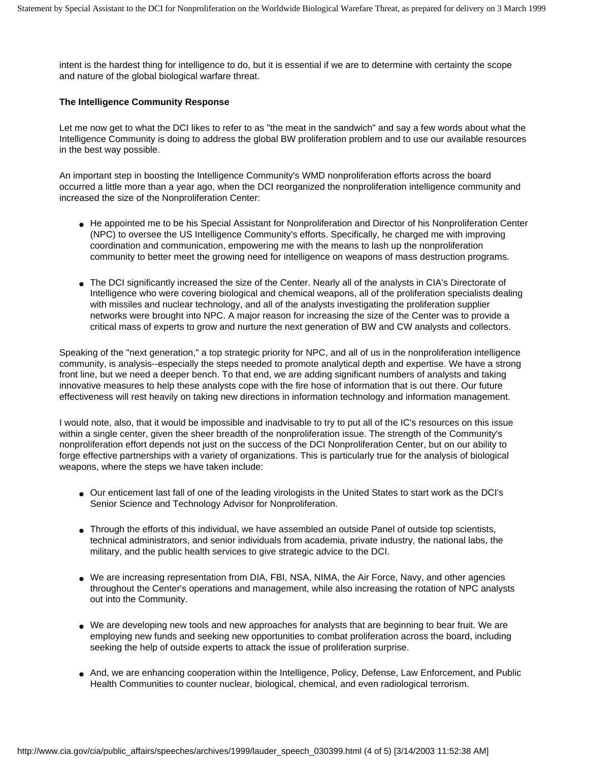intent is the hardest thing for intelligence to do, but it is essential if we are to determine with certainty the scope and nature of the global biological warfare threat.

**The Intelligence Community Response**

Let me now get to what the DCI likes to refer to as "the meat in the sandwich" and say a few words about what the Intelligence Community is doing to address the global BW proliferation problem and to use our available resources in the best way possible.

An important step in boosting the Intelligence Community's WMD nonproliferation efforts across the board occurred a little more than a year ago, when the DCI reorganized the nonproliferation intelligence community and increased the size of the Nonproliferation Center:

- He appointed me to be his Special Assistant for Nonproliferation and Director of his Nonproliferation Center (NPC) to oversee the US Intelligence Community's efforts. Specifically, he charged me with improving coordination and communication, empowering me with the means to lash up the nonproliferation community to better meet the growing need for intelligence on weapons of mass destruction programs.

- The DCI significantly increased the size of the Center. Nearly all of the analysts in CIA's Directorate of Intelligence who were covering biological and chemical weapons, all of the proliferation specialists dealing with missiles and nuclear technology, and all of the analysts investigating the proliferation supplier networks were brought into NPC. A major reason for increasing the size of the Center was to provide a critical mass of experts to grow and nurture the next generation of BW and CW analysts and collectors.

Speaking of the "next generation," a top strategic priority for NPC, and all of us in the nonproliferation intelligence community, is analysis--especially the steps needed to promote analytical depth and expertise. We have a strong front line, but we need a deeper bench. To that end, we are adding significant numbers of analysts and taking innovative measures to help these analysts cope with the fire hose of information that is out there. Our future effectiveness will rest heavily on taking new directions in information technology and information management.

I would note, also, that it would be impossible and inadvisable to try to put all of the IC's resources on this issue within a single center, given the sheer breadth of the nonproliferation issue. The strength of the Community's nonproliferation effort depends not just on the success of the DCI Nonproliferation Center, but on our ability to forge effective partnerships with a variety of organizations. This is particularly true for the analysis of biological weapons, where the steps we have taken include:

- Our enticement last fall of one of the leading virologists in the United States to start work as the DCI's Senior Science and Technology Advisor for Nonproliferation.

- Through the efforts of this individual, we have assembled an outside Panel of outside top scientists, technical administrators, and senior individuals from academia, private industry, the national labs, the military, and the public health services to give strategic advice to the DCI.

- We are increasing representation from DIA, FBI, NSA, NIMA, the Air Force, Navy, and other agencies throughout the Center's operations and management, while also increasing the rotation of NPC analysts out into the Community.

- We are developing new tools and new approaches for analysts that are beginning to bear fruit. We are employing new funds and seeking new opportunities to combat proliferation across the board, including seeking the help of outside experts to attack the issue of proliferation surprise.

- And, we are enhancing cooperation within the Intelligence, Policy, Defense, Law Enforcement, and Public Health Communities to counter nuclear, biological, chemical, and even radiological terrorism.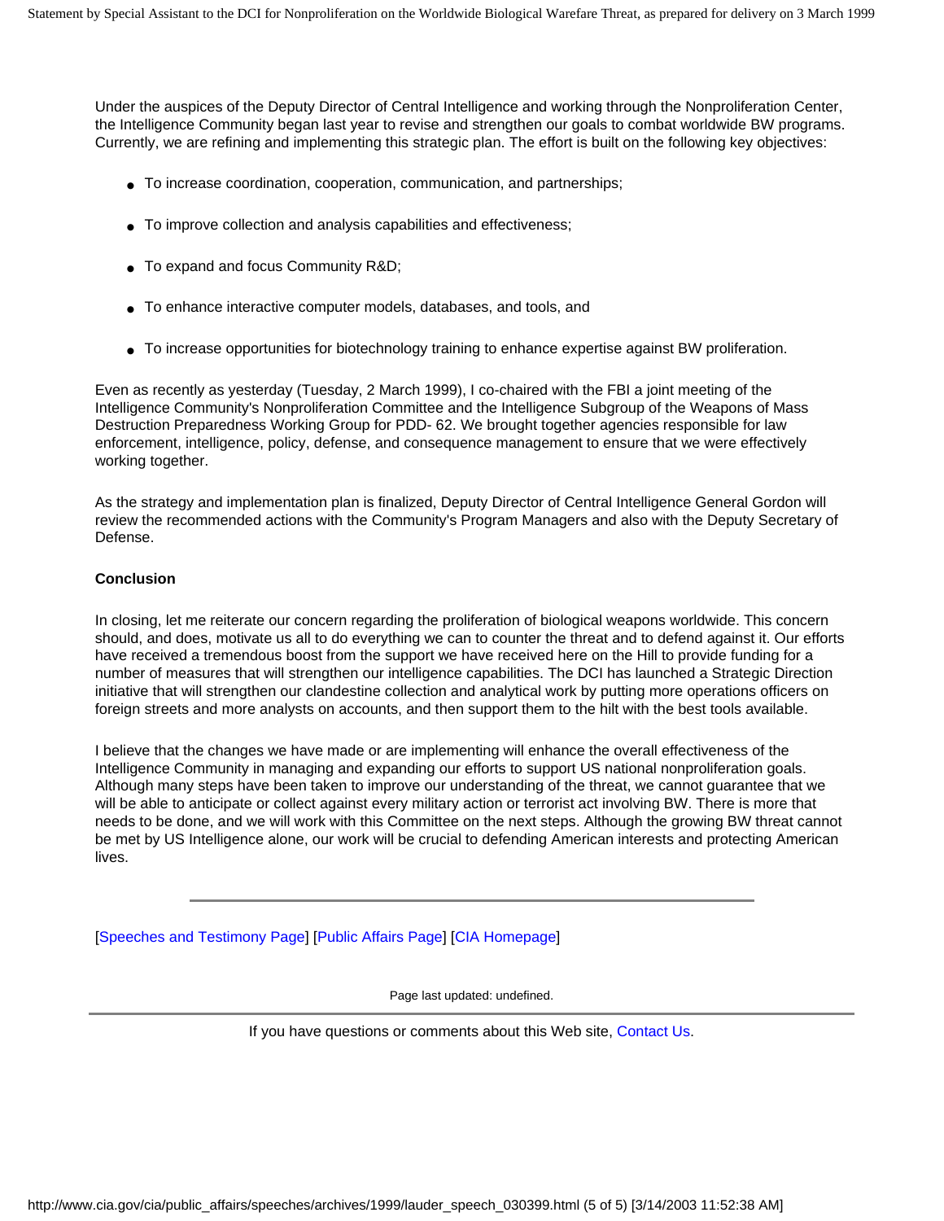Under the auspices of the Deputy Director of Central Intelligence and working through the Nonproliferation Center, the Intelligence Community began last year to revise and strengthen our goals to combat worldwide BW programs. Currently, we are refining and implementing this strategic plan. The effort is built on the following key objectives:

- To increase coordination, cooperation, communication, and partnerships;
- To improve collection and analysis capabilities and effectiveness;
- To expand and focus Community R&D;
- To enhance interactive computer models, databases, and tools, and
- To increase opportunities for biotechnology training to enhance expertise against BW proliferation.

Even as recently as yesterday (Tuesday, 2 March 1999), I co-chaired with the FBI a joint meeting of the Intelligence Community's Nonproliferation Committee and the Intelligence Subgroup of the Weapons of Mass Destruction Preparedness Working Group for PDD- 62. We brought together agencies responsible for law enforcement, intelligence, policy, defense, and consequence management to ensure that we were effectively working together.

As the strategy and implementation plan is finalized, Deputy Director of Central Intelligence General Gordon will review the recommended actions with the Community's Program Managers and also with the Deputy Secretary of Defense.

**Conclusion**

In closing, let me reiterate our concern regarding the proliferation of biological weapons worldwide. This concern should, and does, motivate us all to do everything we can to counter the threat and to defend against it. Our efforts have received a tremendous boost from the support we have received here on the Hill to provide funding for a number of measures that will strengthen our intelligence capabilities. The DCI has launched a Strategic Direction initiative that will strengthen our clandestine collection and analytical work by putting more operations officers on foreign streets and more analysts on accounts, and then support them to the hilt with the best tools available.

I believe that the changes we have made or are implementing will enhance the overall effectiveness of the Intelligence Community in managing and expanding our efforts to support US national nonproliferation goals. Although many steps have been taken to improve our understanding of the threat, we cannot guarantee that we will be able to anticipate or collect against every military action or terrorist act involving BW. There is more that needs to be done, and we will work with this Committee on the next steps. Although the growing BW threat cannot be met by US Intelligence alone, our work will be crucial to defending American interests and protecting American lives.

---

[Speeches and Testimony Page] [Public Affairs Page] [CIA Homepage]

Page last updated: undefined.

---

If you have questions or comments about this Web site, Contact Us.